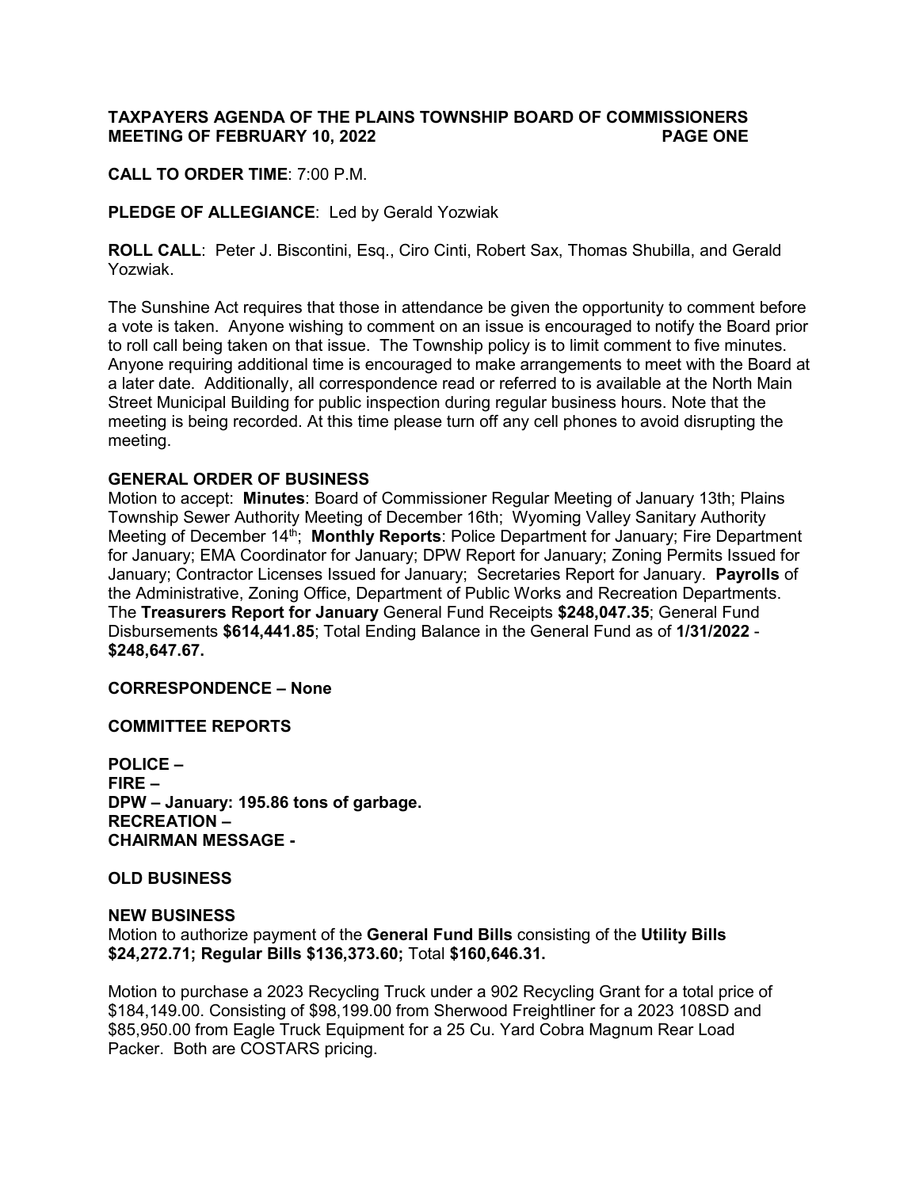# TAXPAYERS AGENDA OF THE PLAINS TOWNSHIP BOARD OF COMMISSIONERS MEETING OF FEBRUARY 10, 2022

**CALL TO ORDER TIME**: 7:00 P.M.

**PLEDGE OF ALLEGIANCE**: Led by Gerald Yozwiak

**ROLL CALL**: Peter J. Biscontini, Esq., Ciro Cinti, Robert Sax, Thomas Shubilla, and Gerald Yozwiak.

The Sunshine Act requires that those in attendance be given the opportunity to comment before a vote is taken. Anyone wishing to comment on an issue is encouraged to notify the Board prior to roll call being taken on that issue. The Township policy is to limit comment to five minutes. Anyone requiring additional time is encouraged to make arrangements to meet with the Board at a later date. Additionally, all correspondence read or referred to is available at the North Main Street Municipal Building for public inspection during regular business hours. Note that the meeting is being recorded. At this time please turn off any cell phones to avoid disrupting the meeting.

## GENERAL ORDER OF BUSINESS

Motion to accept: **Minutes**: Board of Commissioner Regular Meeting of January 13th; Plains Township Sewer Authority Meeting of December 16th; Wyoming Valley Sanitary Authority Meeting of December 14th; **Monthly Reports**: Police Department for January; Fire Department for January; EMA Coordinator for January; DPW Report for January; Zoning Permits Issued for January; Contractor Licenses Issued for January; Secretaries Report for January. **Payrolls** of the Administrative, Zoning Office, Department of Public Works and Recreation Departments. The **Treasurers Report for January** General Fund Receipts **$248,047.35**; General Fund Disbursements **$614,441.85**; Total Ending Balance in the General Fund as of **1/31/2022** - **$248,647.67.**

## CORRESPONDENCE – None

## COMMITTEE REPORTS

**POLICE –**
**FIRE –**
**DPW – January: 195.86 tons of garbage.**
**RECREATION –**
**CHAIRMAN MESSAGE -**

## OLD BUSINESS

## NEW BUSINESS

Motion to authorize payment of the **General Fund Bills** consisting of the **Utility Bills $24,272.71; Regular Bills $136,373.60;** Total **$160,646.31.**

Motion to purchase a 2023 Recycling Truck under a 902 Recycling Grant for a total price of $184,149.00. Consisting of $98,199.00 from Sherwood Freightliner for a 2023 108SD and $85,950.00 from Eagle Truck Equipment for a 25 Cu. Yard Cobra Magnum Rear Load Packer. Both are COSTARS pricing.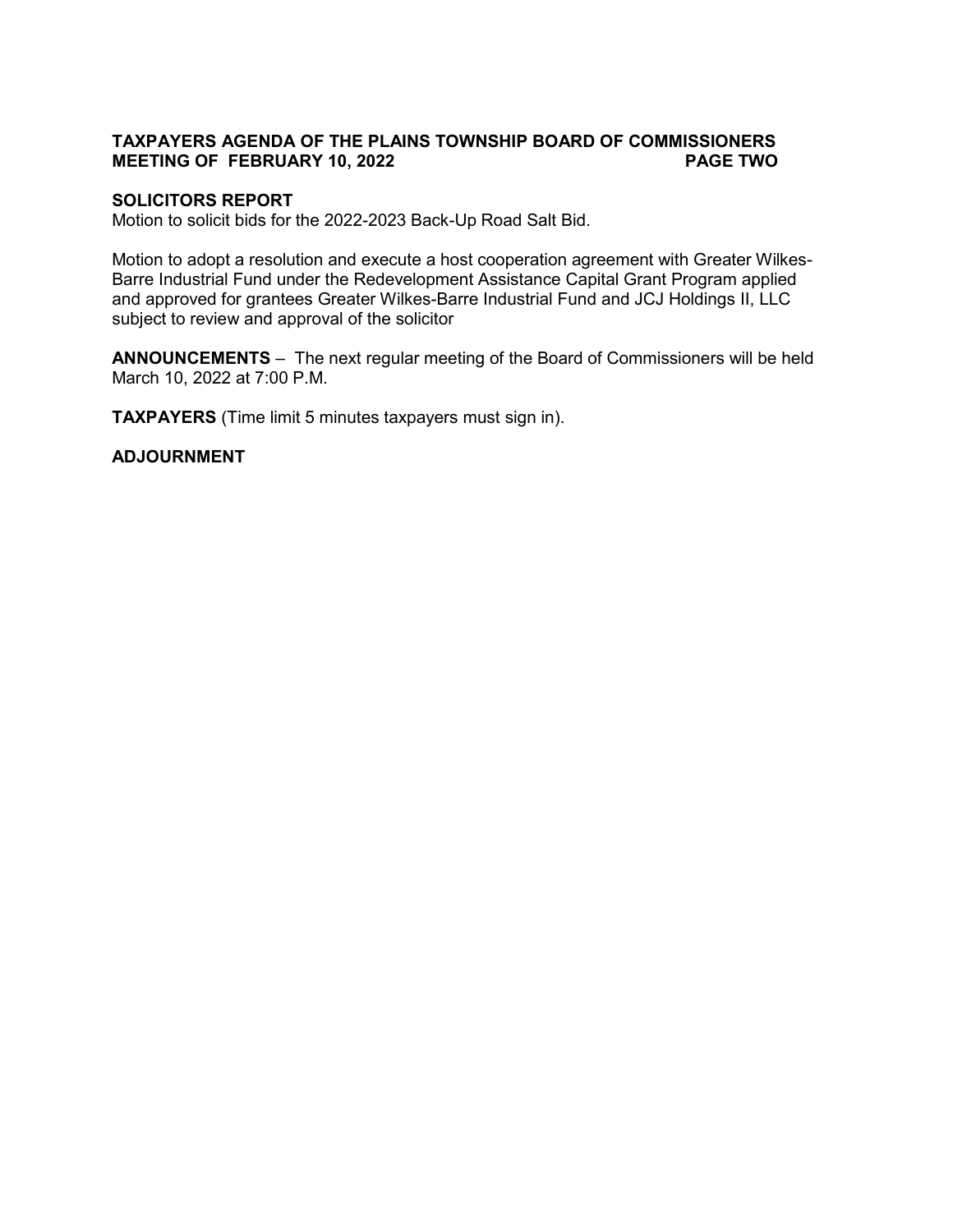## SOLICITORS REPORT

Motion to solicit bids for the 2022-2023 Back-Up Road Salt Bid.

Motion to adopt a resolution and execute a host cooperation agreement with Greater Wilkes-Barre Industrial Fund under the Redevelopment Assistance Capital Grant Program applied and approved for grantees Greater Wilkes-Barre Industrial Fund and JCJ Holdings II, LLC subject to review and approval of the solicitor

**ANNOUNCEMENTS** – The next regular meeting of the Board of Commissioners will be held March 10, 2022 at 7:00 P.M.

**TAXPAYERS** (Time limit 5 minutes taxpayers must sign in).

## ADJOURNMENT